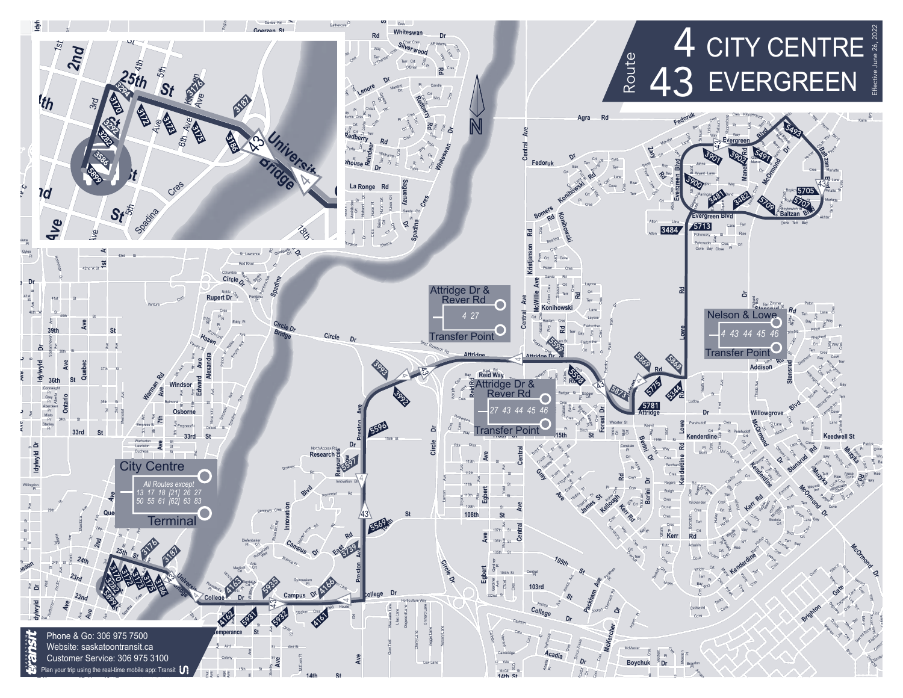# Route 4 CITY CENTRE
# 43 EVERGREEN

Effective June 26, 2022

**Attridge Dr & Rever Rd Transfer Point**
4 27

**Nelson & Lowe Transfer Point**
4 43 44 45 46

**Attridge Dr & Rever Rd Transfer Point**
27 43 44 45 46

**City Centre Terminal**
All Routes except 13 17 18 [21] 26 27 50 55 61 [62] 63 83

Phone & Go: 306 975 7500
Website: saskatoontransit.ca
Customer Service: 306 975 3100
Plan your trip using the real-time mobile app: Transit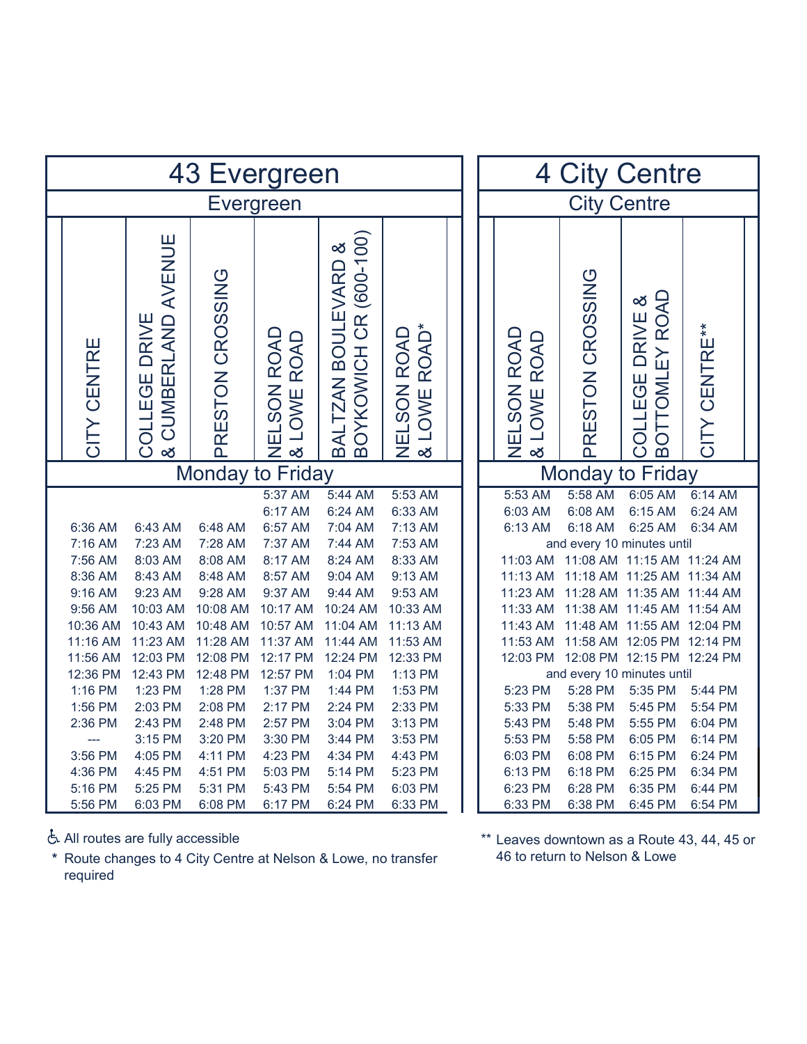## 43 Evergreen

### Evergreen

Monday to Friday

| CITY CENTRE | COLLEGE DRIVE & CUMBERLAND AVENUE | PRESTON CROSSING | NELSON ROAD & LOWE ROAD | BALTZAN BOULEVARD & BOYKOWICH CR (600-100) | NELSON ROAD & LOWE ROAD* |
|---|---|---|---|---|---|
| | | | 5:37 AM | 5:44 AM | 5:53 AM |
| | | | 6:17 AM | 6:24 AM | 6:33 AM |
| 6:36 AM | 6:43 AM | 6:48 AM | 6:57 AM | 7:04 AM | 7:13 AM |
| 7:16 AM | 7:23 AM | 7:28 AM | 7:37 AM | 7:44 AM | 7:53 AM |
| 7:56 AM | 8:03 AM | 8:08 AM | 8:17 AM | 8:24 AM | 8:33 AM |
| 8:36 AM | 8:43 AM | 8:48 AM | 8:57 AM | 9:04 AM | 9:13 AM |
| 9:16 AM | 9:23 AM | 9:28 AM | 9:37 AM | 9:44 AM | 9:53 AM |
| 9:56 AM | 10:03 AM | 10:08 AM | 10:17 AM | 10:24 AM | 10:33 AM |
| 10:36 AM | 10:43 AM | 10:48 AM | 10:57 AM | 11:04 AM | 11:13 AM |
| 11:16 AM | 11:23 AM | 11:28 AM | 11:37 AM | 11:44 AM | 11:53 AM |
| 11:56 AM | 12:03 PM | 12:08 PM | 12:17 PM | 12:24 PM | 12:33 PM |
| 12:36 PM | 12:43 PM | 12:48 PM | 12:57 PM | 1:04 PM | 1:13 PM |
| 1:16 PM | 1:23 PM | 1:28 PM | 1:37 PM | 1:44 PM | 1:53 PM |
| 1:56 PM | 2:03 PM | 2:08 PM | 2:17 PM | 2:24 PM | 2:33 PM |
| 2:36 PM | 2:43 PM | 2:48 PM | 2:57 PM | 3:04 PM | 3:13 PM |
| --- | 3:15 PM | 3:20 PM | 3:30 PM | 3:44 PM | 3:53 PM |
| 3:56 PM | 4:05 PM | 4:11 PM | 4:23 PM | 4:34 PM | 4:43 PM |
| 4:36 PM | 4:45 PM | 4:51 PM | 5:03 PM | 5:14 PM | 5:23 PM |
| 5:16 PM | 5:25 PM | 5:31 PM | 5:43 PM | 5:54 PM | 6:03 PM |
| 5:56 PM | 6:03 PM | 6:08 PM | 6:17 PM | 6:24 PM | 6:33 PM |

♿ All routes are fully accessible

* Route changes to 4 City Centre at Nelson & Lowe, no transfer required

## 4 City Centre

### City Centre

Monday to Friday

| NELSON ROAD & LOWE ROAD | PRESTON CROSSING | COLLEGE DRIVE & BOTTOMLEY ROAD | CITY CENTRE** |
|---|---|---|---|
| 5:53 AM | 5:58 AM | 6:05 AM | 6:14 AM |
| 6:03 AM | 6:08 AM | 6:15 AM | 6:24 AM |
| 6:13 AM | 6:18 AM | 6:25 AM | 6:34 AM |
| and every 10 minutes until | | | |
| 11:03 AM | 11:08 AM | 11:15 AM | 11:24 AM |
| 11:13 AM | 11:18 AM | 11:25 AM | 11:34 AM |
| 11:23 AM | 11:28 AM | 11:35 AM | 11:44 AM |
| 11:33 AM | 11:38 AM | 11:45 AM | 11:54 AM |
| 11:43 AM | 11:48 AM | 11:55 AM | 12:04 PM |
| 11:53 AM | 11:58 AM | 12:05 PM | 12:14 PM |
| 12:03 PM | 12:08 PM | 12:15 PM | 12:24 PM |
| and every 10 minutes until | | | |
| 5:23 PM | 5:28 PM | 5:35 PM | 5:44 PM |
| 5:33 PM | 5:38 PM | 5:45 PM | 5:54 PM |
| 5:43 PM | 5:48 PM | 5:55 PM | 6:04 PM |
| 5:53 PM | 5:58 PM | 6:05 PM | 6:14 PM |
| 6:03 PM | 6:08 PM | 6:15 PM | 6:24 PM |
| 6:13 PM | 6:18 PM | 6:25 PM | 6:34 PM |
| 6:23 PM | 6:28 PM | 6:35 PM | 6:44 PM |
| 6:33 PM | 6:38 PM | 6:45 PM | 6:54 PM |

** Leaves downtown as a Route 43, 44, 45 or 46 to return to Nelson & Lowe